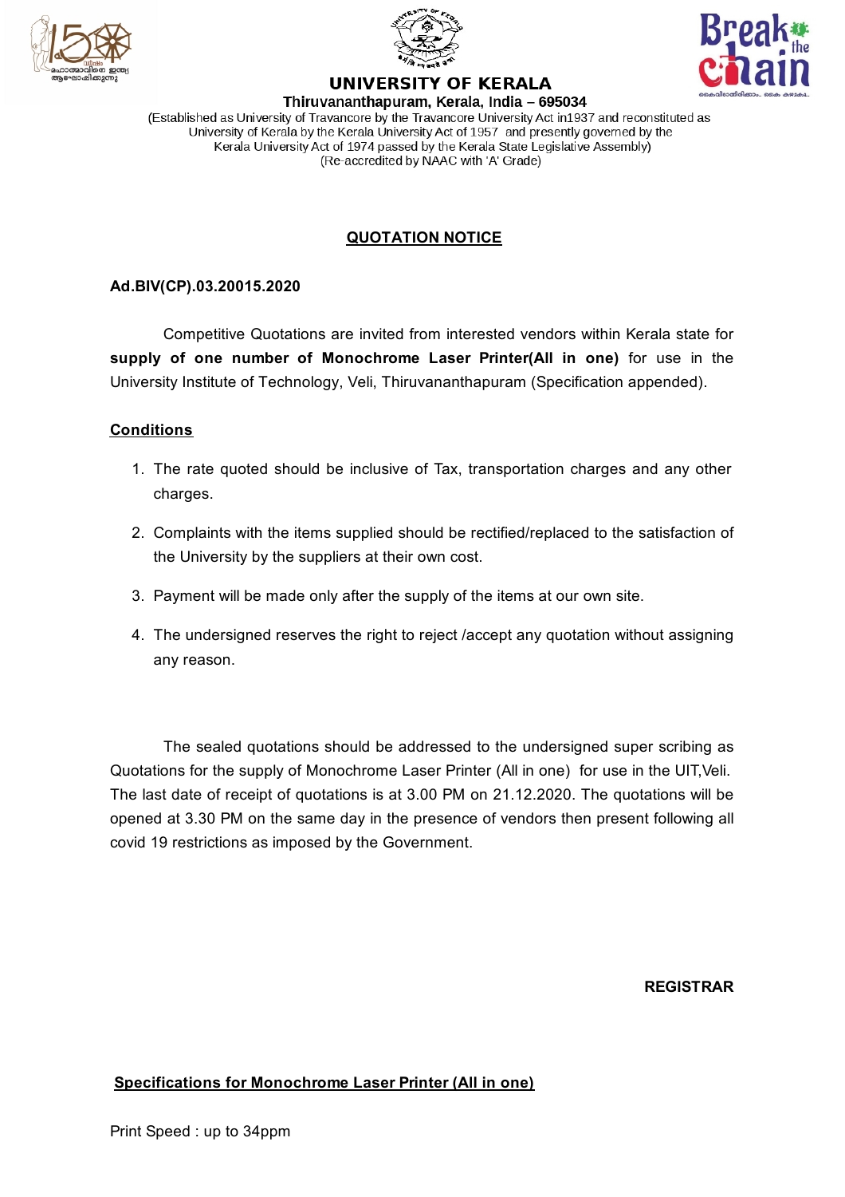# UNIVERSITY OF KERALA

**Thiruvananthapuram, Kerala, India – 695034**

(Established as University of Travancore by the Travancore University Act in1937 and reconstituted as University of Kerala by the Kerala University Act of 1957 and presently governed by the Kerala University Act of 1974 passed by the Kerala State Legislative Assembly)
(Re-accredited by NAAC with 'A' Grade)

## QUOTATION NOTICE

**Ad.BIV(CP).03.20015.2020**

Competitive Quotations are invited from interested vendors within Kerala state for **supply of one number of Monochrome Laser Printer(All in one)** for use in the University Institute of Technology, Veli, Thiruvananthapuram (Specification appended).

### Conditions

1. The rate quoted should be inclusive of Tax, transportation charges and any other charges.
2. Complaints with the items supplied should be rectified/replaced to the satisfaction of the University by the suppliers at their own cost.
3. Payment will be made only after the supply of the items at our own site.
4. The undersigned reserves the right to reject /accept any quotation without assigning any reason.

The sealed quotations should be addressed to the undersigned super scribing as Quotations for the supply of Monochrome Laser Printer (All in one) for use in the UIT,Veli. The last date of receipt of quotations is at 3.00 PM on 21.12.2020. The quotations will be opened at 3.30 PM on the same day in the presence of vendors then present following all covid 19 restrictions as imposed by the Government.

**REGISTRAR**

### Specifications for Monochrome Laser Printer (All in one)

Print Speed : up to 34ppm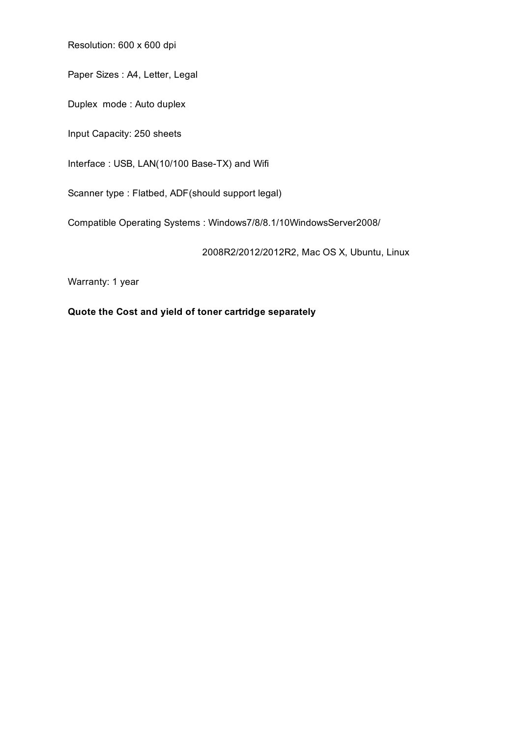Resolution: 600 x 600 dpi

Paper Sizes : A4, Letter, Legal

Duplex  mode : Auto duplex

Input Capacity: 250 sheets

Interface : USB, LAN(10/100 Base-TX) and Wifi

Scanner type : Flatbed, ADF(should support legal)

Compatible Operating Systems : Windows7/8/8.1/10WindowsServer2008/2008R2/2012/2012R2, Mac OS X, Ubuntu, Linux

Warranty: 1 year

**Quote the Cost and yield of toner cartridge separately**